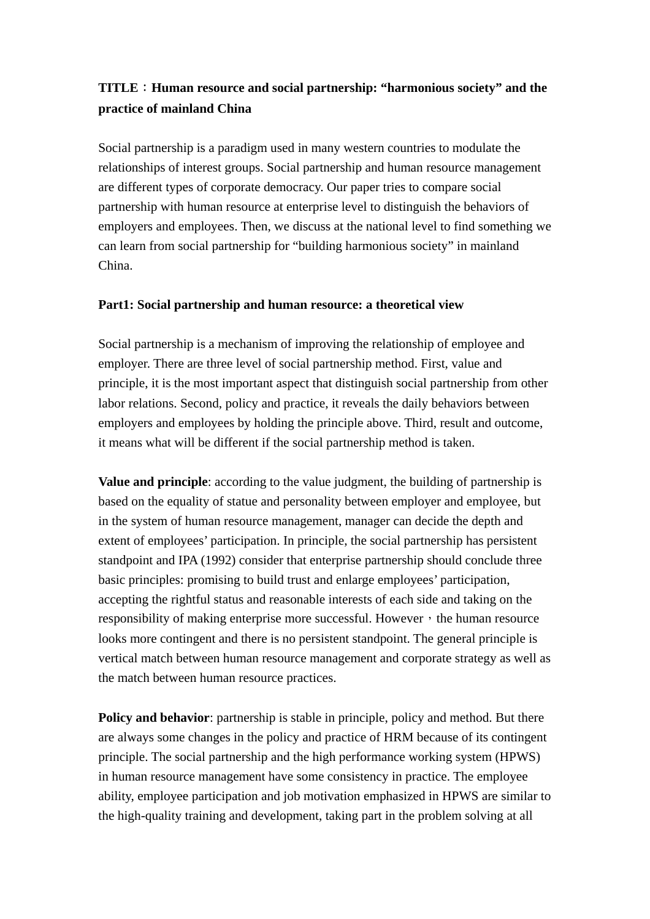**TITLE：Human resource and social partnership: “harmonious society” and the practice of mainland China**

Social partnership is a paradigm used in many western countries to modulate the relationships of interest groups. Social partnership and human resource management are different types of corporate democracy. Our paper tries to compare social partnership with human resource at enterprise level to distinguish the behaviors of employers and employees. Then, we discuss at the national level to find something we can learn from social partnership for “building harmonious society” in mainland China.

**Part1: Social partnership and human resource: a theoretical view**

Social partnership is a mechanism of improving the relationship of employee and employer. There are three level of social partnership method. First, value and principle, it is the most important aspect that distinguish social partnership from other labor relations. Second, policy and practice, it reveals the daily behaviors between employers and employees by holding the principle above. Third, result and outcome, it means what will be different if the social partnership method is taken.

**Value and principle**: according to the value judgment, the building of partnership is based on the equality of statue and personality between employer and employee, but in the system of human resource management, manager can decide the depth and extent of employees’ participation. In principle, the social partnership has persistent standpoint and IPA (1992) consider that enterprise partnership should conclude three basic principles: promising to build trust and enlarge employees’ participation, accepting the rightful status and reasonable interests of each side and taking on the responsibility of making enterprise more successful. However，the human resource looks more contingent and there is no persistent standpoint. The general principle is vertical match between human resource management and corporate strategy as well as the match between human resource practices.

**Policy and behavior**: partnership is stable in principle, policy and method. But there are always some changes in the policy and practice of HRM because of its contingent principle. The social partnership and the high performance working system (HPWS) in human resource management have some consistency in practice. The employee ability, employee participation and job motivation emphasized in HPWS are similar to the high-quality training and development, taking part in the problem solving at all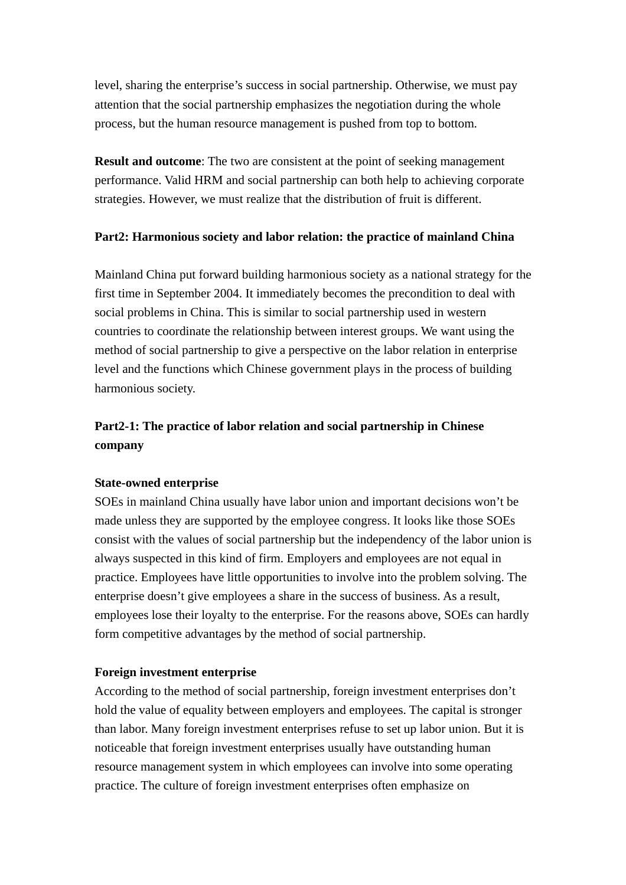level, sharing the enterprise's success in social partnership. Otherwise, we must pay attention that the social partnership emphasizes the negotiation during the whole process, but the human resource management is pushed from top to bottom.

**Result and outcome**: The two are consistent at the point of seeking management performance. Valid HRM and social partnership can both help to achieving corporate strategies. However, we must realize that the distribution of fruit is different.

**Part2: Harmonious society and labor relation: the practice of mainland China**

Mainland China put forward building harmonious society as a national strategy for the first time in September 2004. It immediately becomes the precondition to deal with social problems in China. This is similar to social partnership used in western countries to coordinate the relationship between interest groups. We want using the method of social partnership to give a perspective on the labor relation in enterprise level and the functions which Chinese government plays in the process of building harmonious society.

**Part2-1: The practice of labor relation and social partnership in Chinese company**

**State-owned enterprise**

SOEs in mainland China usually have labor union and important decisions won't be made unless they are supported by the employee congress. It looks like those SOEs consist with the values of social partnership but the independency of the labor union is always suspected in this kind of firm. Employers and employees are not equal in practice. Employees have little opportunities to involve into the problem solving. The enterprise doesn't give employees a share in the success of business. As a result, employees lose their loyalty to the enterprise. For the reasons above, SOEs can hardly form competitive advantages by the method of social partnership.

**Foreign investment enterprise**

According to the method of social partnership, foreign investment enterprises don't hold the value of equality between employers and employees. The capital is stronger than labor. Many foreign investment enterprises refuse to set up labor union. But it is noticeable that foreign investment enterprises usually have outstanding human resource management system in which employees can involve into some operating practice. The culture of foreign investment enterprises often emphasize on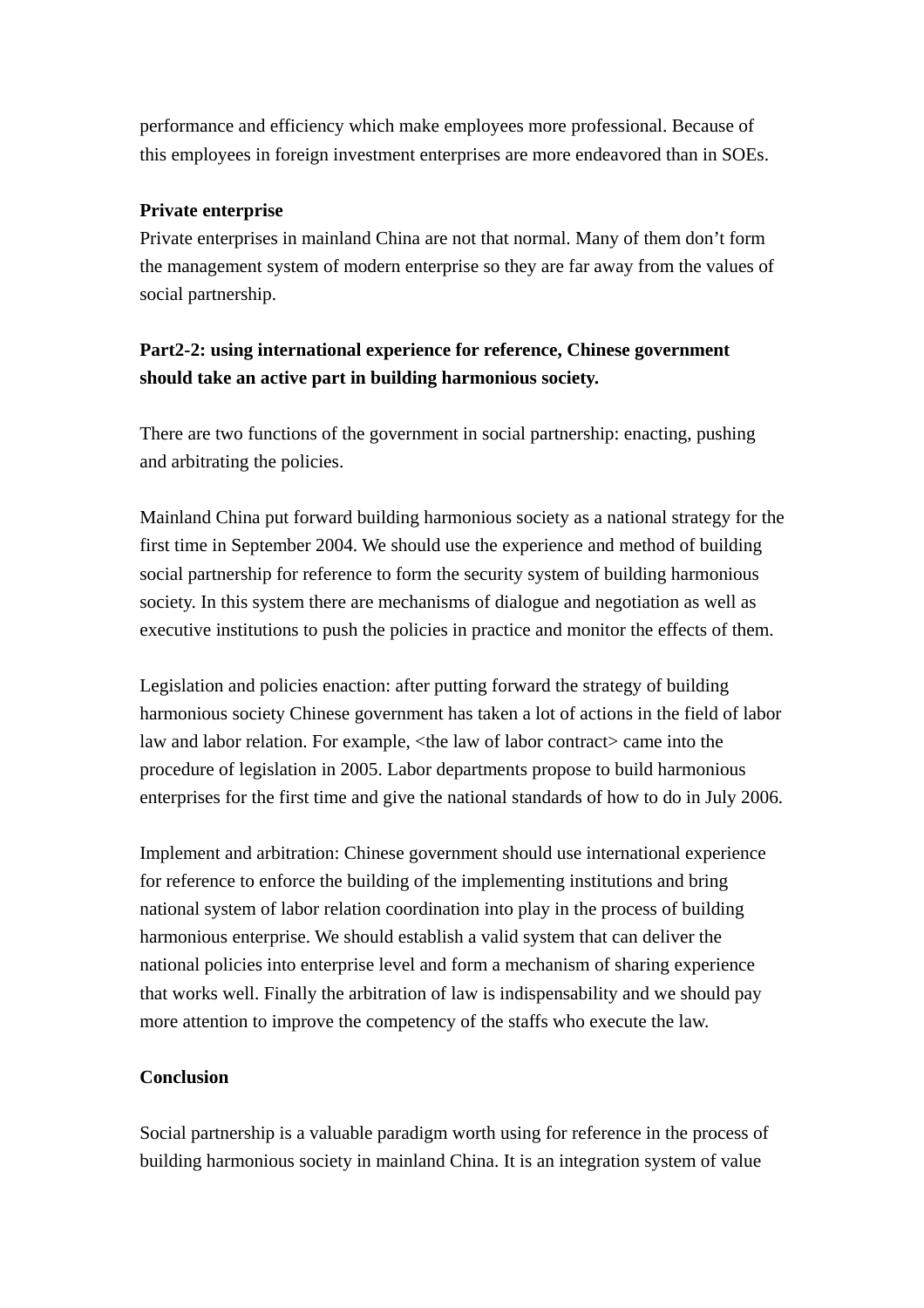performance and efficiency which make employees more professional. Because of this employees in foreign investment enterprises are more endeavored than in SOEs.

**Private enterprise**

Private enterprises in mainland China are not that normal. Many of them don't form the management system of modern enterprise so they are far away from the values of social partnership.

**Part2-2: using international experience for reference, Chinese government should take an active part in building harmonious society.**

There are two functions of the government in social partnership: enacting, pushing and arbitrating the policies.

Mainland China put forward building harmonious society as a national strategy for the first time in September 2004. We should use the experience and method of building social partnership for reference to form the security system of building harmonious society. In this system there are mechanisms of dialogue and negotiation as well as executive institutions to push the policies in practice and monitor the effects of them.

Legislation and policies enaction: after putting forward the strategy of building harmonious society Chinese government has taken a lot of actions in the field of labor law and labor relation. For example, <the law of labor contract> came into the procedure of legislation in 2005. Labor departments propose to build harmonious enterprises for the first time and give the national standards of how to do in July 2006.

Implement and arbitration: Chinese government should use international experience for reference to enforce the building of the implementing institutions and bring national system of labor relation coordination into play in the process of building harmonious enterprise. We should establish a valid system that can deliver the national policies into enterprise level and form a mechanism of sharing experience that works well. Finally the arbitration of law is indispensability and we should pay more attention to improve the competency of the staffs who execute the law.

**Conclusion**

Social partnership is a valuable paradigm worth using for reference in the process of building harmonious society in mainland China. It is an integration system of value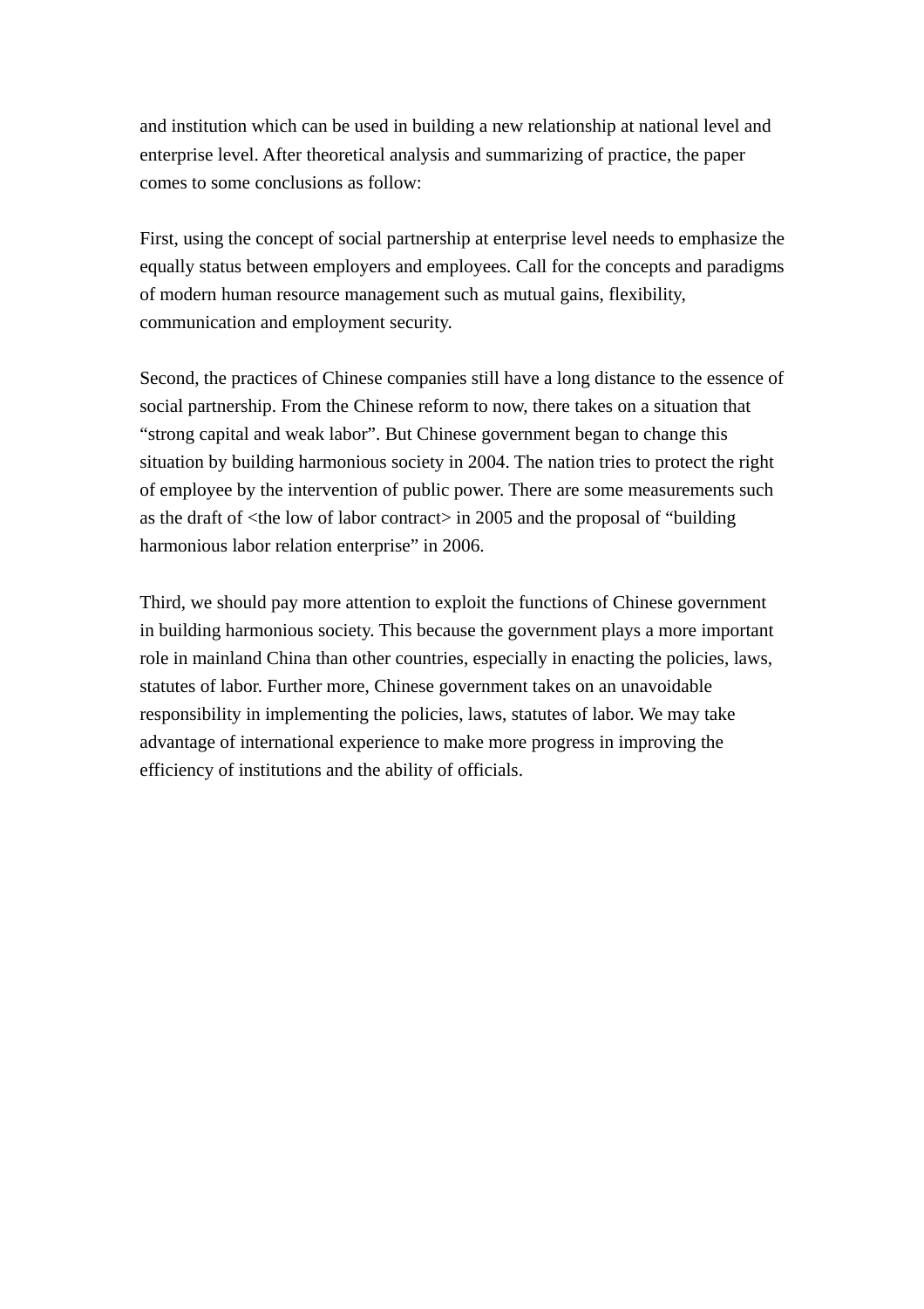and institution which can be used in building a new relationship at national level and enterprise level. After theoretical analysis and summarizing of practice, the paper comes to some conclusions as follow:

First, using the concept of social partnership at enterprise level needs to emphasize the equally status between employers and employees. Call for the concepts and paradigms of modern human resource management such as mutual gains, flexibility, communication and employment security.

Second, the practices of Chinese companies still have a long distance to the essence of social partnership. From the Chinese reform to now, there takes on a situation that “strong capital and weak labor”. But Chinese government began to change this situation by building harmonious society in 2004. The nation tries to protect the right of employee by the intervention of public power. There are some measurements such as the draft of <the low of labor contract> in 2005 and the proposal of “building harmonious labor relation enterprise” in 2006.

Third, we should pay more attention to exploit the functions of Chinese government in building harmonious society. This because the government plays a more important role in mainland China than other countries, especially in enacting the policies, laws, statutes of labor. Further more, Chinese government takes on an unavoidable responsibility in implementing the policies, laws, statutes of labor. We may take advantage of international experience to make more progress in improving the efficiency of institutions and the ability of officials.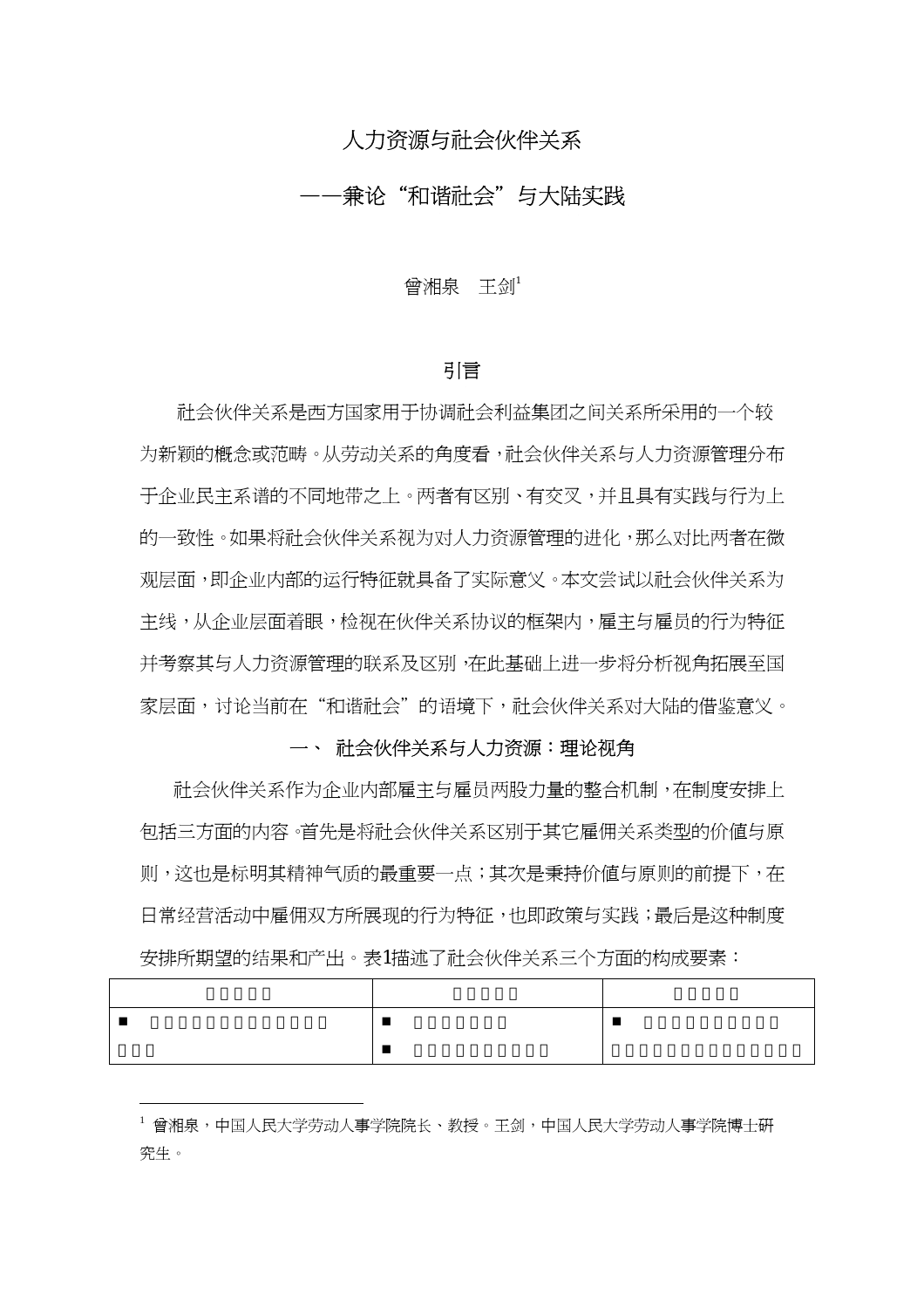# 人力资源与社会伙伴关系

## ——兼论"和谐社会"与大陆实践

曾湘泉　王剑[1]

### 引言

社会伙伴关系是西方国家用于协调社会利益集团之间关系所采用的一个较为新颖的概念或范畴。从劳动关系的角度看，社会伙伴关系与人力资源管理分布于企业民主系谱的不同地带之上。两者有区别、有交叉，并且具有实践与行为上的一致性。如果将社会伙伴关系视为对人力资源管理的进化，那么对比两者在微观层面，即企业内部的运行特征就具备了实际意义。本文尝试以社会伙伴关系为主线，从企业层面着眼，检视在伙伴关系协议的框架内，雇主与雇员的行为特征并考察其与人力资源管理的联系及区别，在此基础上进一步将分析视角拓展至国家层面，讨论当前在"和谐社会"的语境下，社会伙伴关系对大陆的借鉴意义。

### 一、 社会伙伴关系与人力资源：理论视角

社会伙伴关系作为企业内部雇主与雇员两股力量的整合机制，在制度安排上包括三方面的内容。首先是将社会伙伴关系区别于其它雇佣关系类型的价值与原则，这也是标明其精神气质的最重要一点；其次是秉持价值与原则的前提下，在日常经营活动中雇佣双方所展现的行为特征，也即政策与实践；最后是这种制度安排所期望的结果和产出。表1描述了社会伙伴关系三个方面的构成要素：

| □□□□□ | □□□□□ | □□□□□ |
| --- | --- | --- |
| ■ □□□□□□□□□□□□□□ □□□ | ■ □□□□□□□ ■ □□□□□□□□□□□ | ■ □□□□□□□□□□□ □□□□□□□□□□□□□□□□ |

[1] 曾湘泉，中国人民大学劳动人事学院院长、教授。王剑，中国人民大学劳动人事学院博士研究生。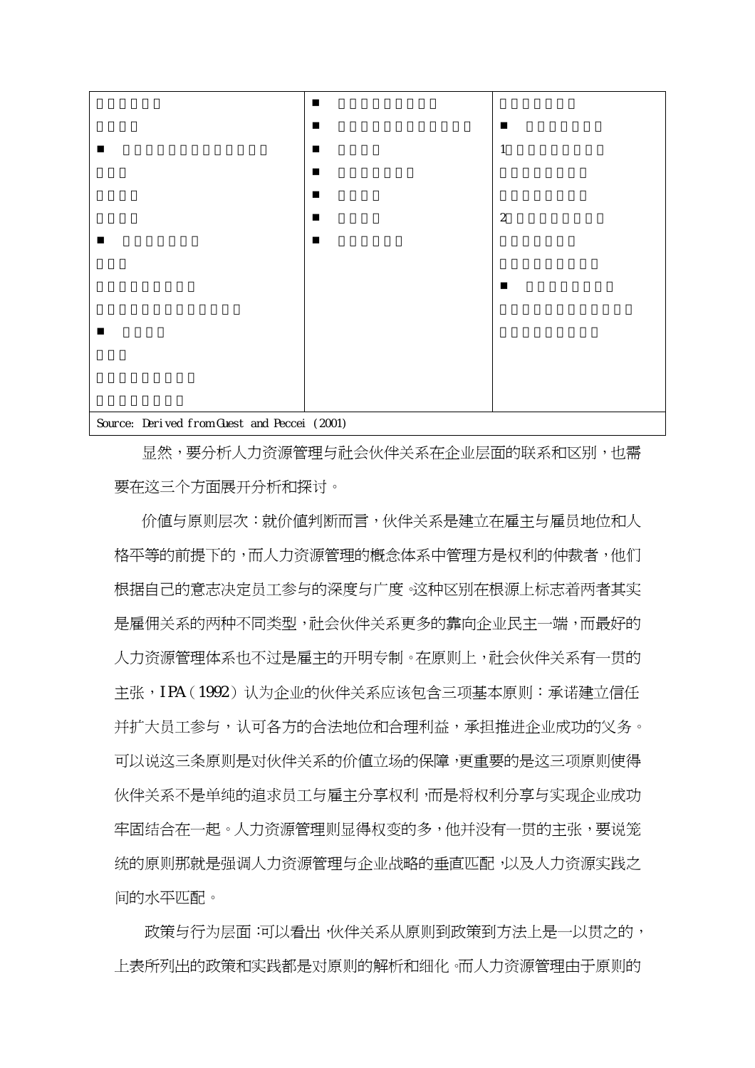Source: Derived from Guest and Peccei (2001)

显然，要分析人力资源管理与社会伙伴关系在企业层面的联系和区别，也需要在这三个方面展开分析和探讨。

价值与原则层次：就价值判断而言，伙伴关系是建立在雇主与雇员地位和人格平等的前提下的，而人力资源管理的概念体系中管理方是权利的仲裁者，他们根据自己的意志决定员工参与的深度与广度。这种区别在根源上标志着两者其实是雇佣关系的两种不同类型，社会伙伴关系更多的靠向企业民主一端，而最好的人力资源管理体系也不过是雇主的开明专制。在原则上，社会伙伴关系有一贯的主张，IPA（1992）认为企业的伙伴关系应该包含三项基本原则：承诺建立信任并扩大员工参与，认可各方的合法地位和合理利益，承担推进企业成功的义务。可以说这三条原则是对伙伴关系的价值立场的保障，更重要的是这三项原则使得伙伴关系不是单纯的追求员工与雇主分享权利，而是将权利分享与实现企业成功牢固结合在一起。人力资源管理则显得权变的多，他并没有一贯的主张，要说笼统的原则那就是强调人力资源管理与企业战略的垂直匹配，以及人力资源实践之间的水平匹配。

政策与行为层面：可以看出，伙伴关系从原则到政策到方法上是一以贯之的，上表所列出的政策和实践都是对原则的解析和细化。而人力资源管理由于原则的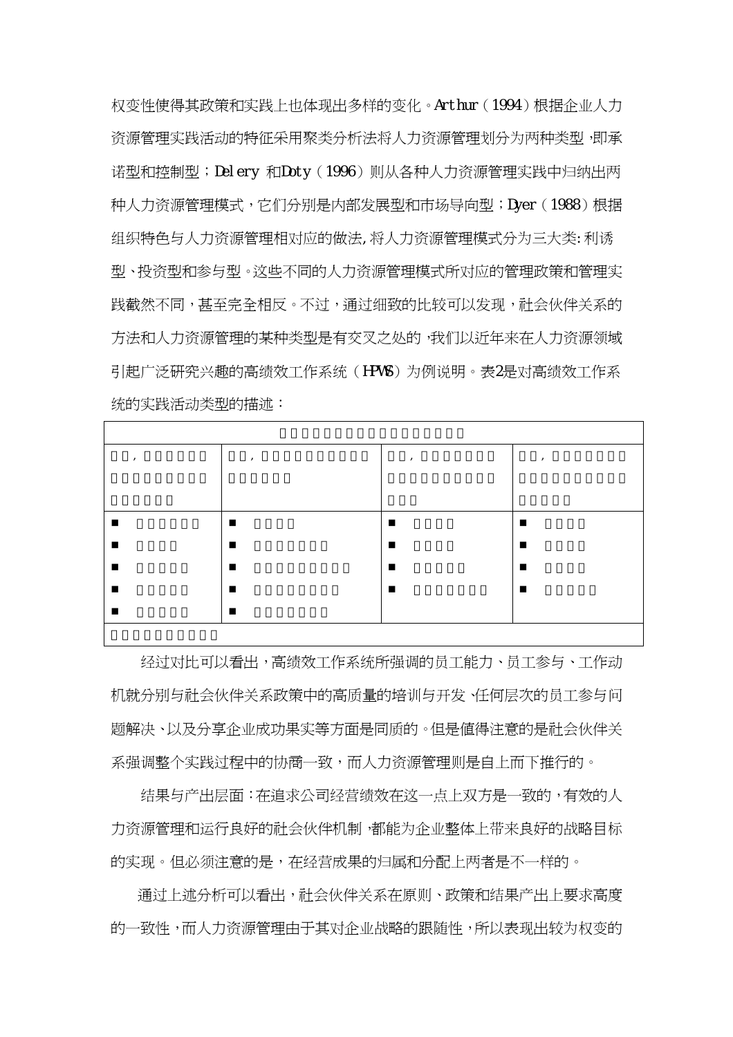权变性使得其政策和实践上也体现出多样的变化。Arthur（1994）根据企业人力资源管理实践活动的特征采用聚类分析法将人力资源管理划分为两种类型，即承诺型和控制型；Delery 和Doty（1996）则从各种人力资源管理实践中归纳出两种人力资源管理模式，它们分别是内部发展型和市场导向型；Dyer（1988）根据组织特色与人力资源管理相对应的做法,将人力资源管理模式分为三大类:利诱型、投资型和参与型。这些不同的人力资源管理模式所对应的管理政策和管理实践截然不同，甚至完全相反。不过，通过细致的比较可以发现，社会伙伴关系的方法和人力资源管理的某种类型是有交叉之处的，我们以近年来在人力资源领域引起广泛研究兴趣的高绩效工作系统（HPWS）为例说明。表2是对高绩效工作系统的实践活动类型的描述：

| □□□□□□□□□□□□□□□□□ | | | |
|---|---|---|---|
| □□，□□□□□□□□□□□□□□□□□□□ | □□，□□□□□□□□□□□□□□□ | □□，□□□□□□□□□□□□□□□□□□ | □□，□□□□□□□□□□□□□□□□□□□ |
| ■ □□□□□□<br>■ □□□□<br>■ □□□□□<br>■ □□□□□<br>■ □□□□□ | ■ □□□□<br>■ □□□□□□□<br>■ □□□□□□□□□<br>■ □□□□□□□□<br>■ □□□□□□□ | ■ □□□□<br>■ □□□□<br>■ □□□□□<br>■ □□□□□□□ | ■ □□□□<br>■ □□□□<br>■ □□□□<br>■ □□□□□ |
| □□□□□□□□□□ | | | |

经过对比可以看出，高绩效工作系统所强调的员工能力、员工参与、工作动机就分别与社会伙伴关系政策中的高质量的培训与开发、任何层次的员工参与问题解决、以及分享企业成功果实等方面是同质的。但是值得注意的是社会伙伴关系强调整个实践过程中的协商一致，而人力资源管理则是自上而下推行的。

结果与产出层面：在追求公司经营绩效在这一点上双方是一致的，有效的人力资源管理和运行良好的社会伙伴机制，都能为企业整体上带来良好的战略目标的实现。但必须注意的是，在经营成果的归属和分配上两者是不一样的。

通过上述分析可以看出，社会伙伴关系在原则、政策和结果产出上要求高度的一致性，而人力资源管理由于其对企业战略的跟随性，所以表现出较为权变的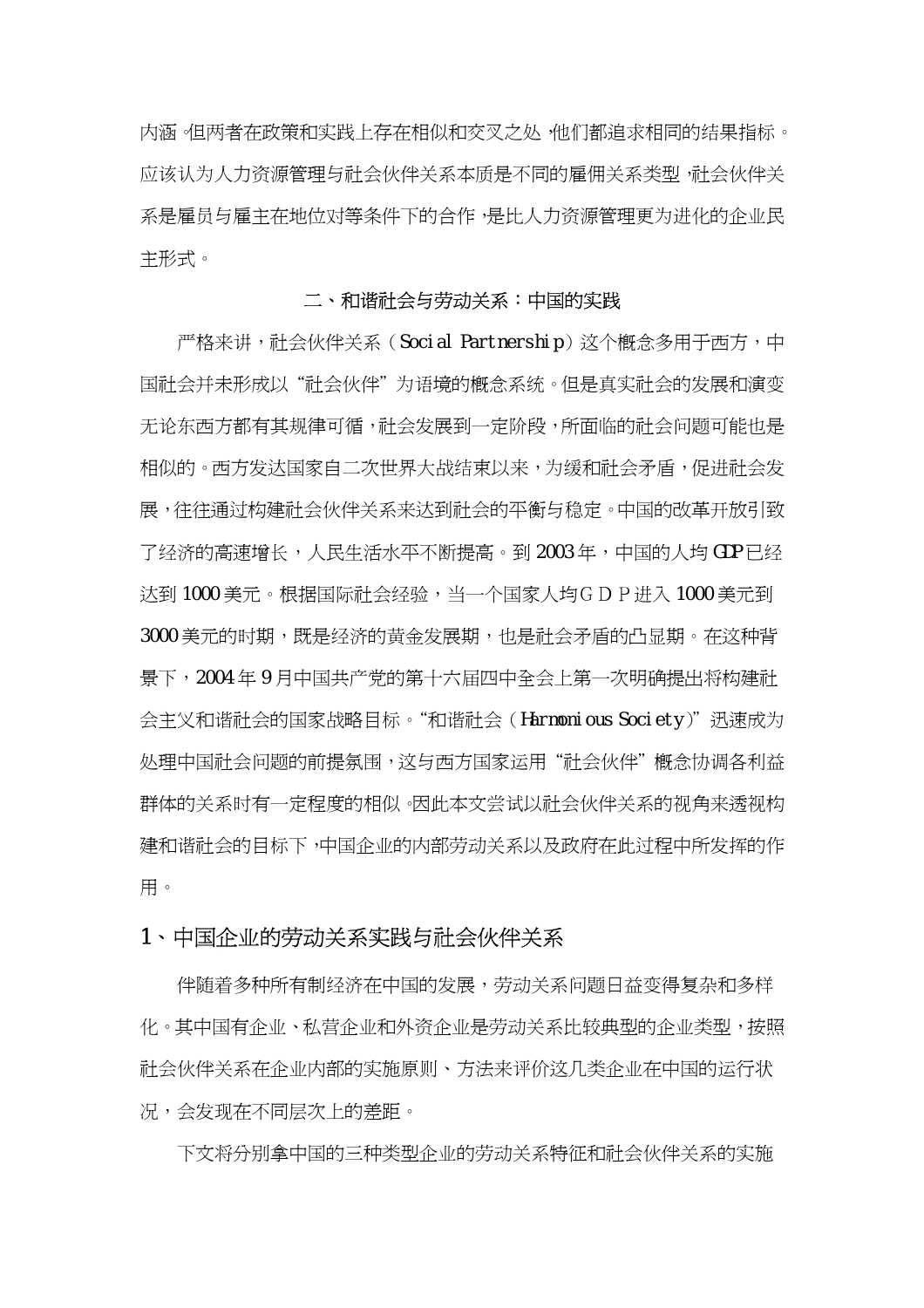内涵。但两者在政策和实践上存在相似和交叉之处，他们都追求相同的结果指标。应该认为人力资源管理与社会伙伴关系本质是不同的雇佣关系类型，社会伙伴关系是雇员与雇主在地位对等条件下的合作，是比人力资源管理更为进化的企业民主形式。

## 二、和谐社会与劳动关系：中国的实践

严格来讲，社会伙伴关系（Social Partnership）这个概念多用于西方，中国社会并未形成以“社会伙伴”为语境的概念系统。但是真实社会的发展和演变无论东西方都有其规律可循，社会发展到一定阶段，所面临的社会问题可能也是相似的。西方发达国家自二次世界大战结束以来，为缓和社会矛盾，促进社会发展，往往通过构建社会伙伴关系来达到社会的平衡与稳定。中国的改革开放引致了经济的高速增长，人民生活水平不断提高。到 2003 年，中国的人均 GDP 已经达到 1000 美元。根据国际社会经验，当一个国家人均ＧＤＰ进入 1000 美元到 3000 美元的时期，既是经济的黄金发展期，也是社会矛盾的凸显期。在这种背景下，2004 年 9 月中国共产党的第十六届四中全会上第一次明确提出将构建社会主义和谐社会的国家战略目标。“和谐社会（Harmonious Society）”迅速成为处理中国社会问题的前提氛围，这与西方国家运用“社会伙伴”概念协调各利益群体的关系时有一定程度的相似。因此本文尝试以社会伙伴关系的视角来透视构建和谐社会的目标下，中国企业的内部劳动关系以及政府在此过程中所发挥的作用。

### 1、中国企业的劳动关系实践与社会伙伴关系

伴随着多种所有制经济在中国的发展，劳动关系问题日益变得复杂和多样化。其中国有企业、私营企业和外资企业是劳动关系比较典型的企业类型，按照社会伙伴关系在企业内部的实施原则、方法来评价这几类企业在中国的运行状况，会发现在不同层次上的差距。

下文将分别拿中国的三种类型企业的劳动关系特征和社会伙伴关系的实施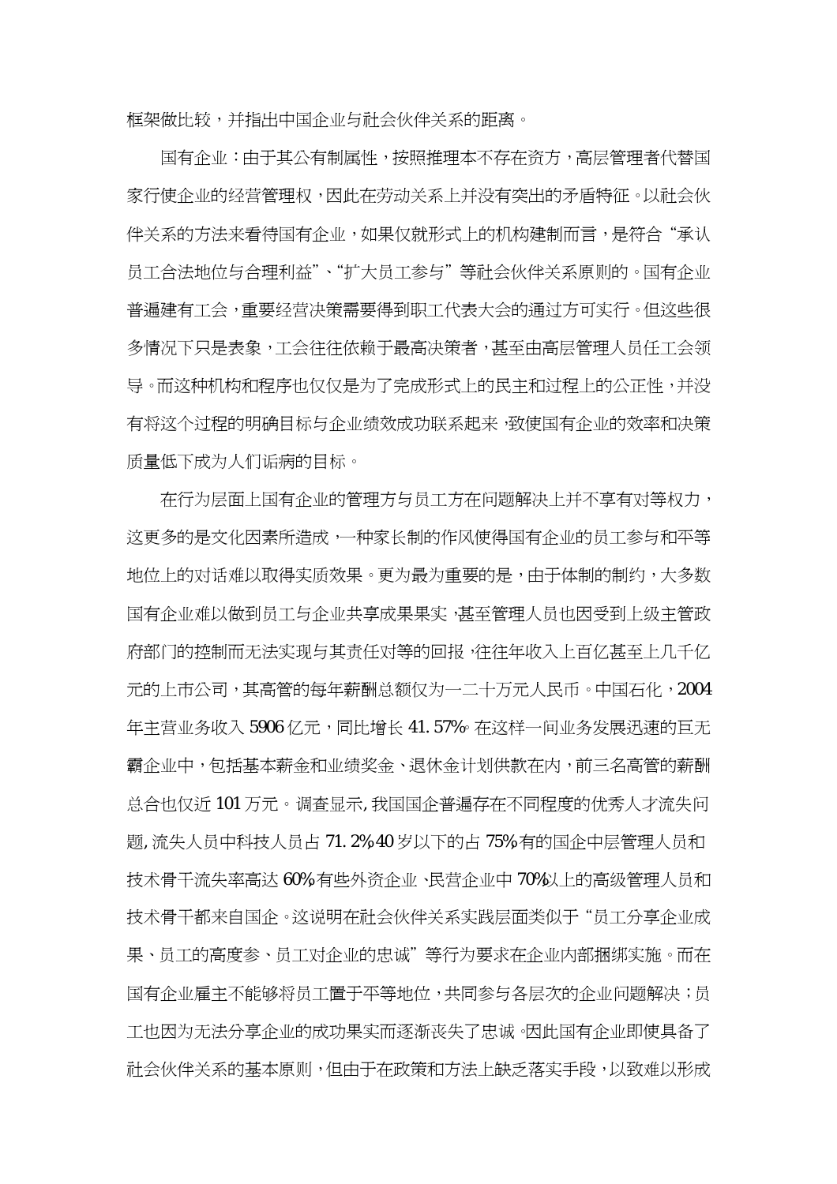框架做比较，并指出中国企业与社会伙伴关系的距离。

国有企业：由于其公有制属性，按照推理本不存在资方，高层管理者代替国家行使企业的经营管理权，因此在劳动关系上并没有突出的矛盾特征。以社会伙伴关系的方法来看待国有企业，如果仅就形式上的机构建制而言，是符合"承认员工合法地位与合理利益"、"扩大员工参与"等社会伙伴关系原则的。国有企业普遍建有工会，重要经营决策需要得到职工代表大会的通过方可实行。但这些很多情况下只是表象，工会往往依赖于最高决策者，甚至由高层管理人员任工会领导。而这种机构和程序也仅仅是为了完成形式上的民主和过程上的公正性，并没有将这个过程的明确目标与企业绩效成功联系起来，致使国有企业的效率和决策质量低下成为人们诟病的目标。

在行为层面上国有企业的管理方与员工方在问题解决上并不享有对等权力，这更多的是文化因素所造成，一种家长制的作风使得国有企业的员工参与和平等地位上的对话难以取得实质效果。更为最为重要的是，由于体制的制约，大多数国有企业难以做到员工与企业共享成果果实，甚至管理人员也因受到上级主管政府部门的控制而无法实现与其责任对等的回报，往往年收入上百亿甚至上几千亿元的上市公司，其高管的每年薪酬总额仅为一二十万元人民币。中国石化，2004年主营业务收入 5906 亿元，同比增长 41.57%。在这样一间业务发展迅速的巨无霸企业中，包括基本薪金和业绩奖金、退休金计划供款在内，前三名高管的薪酬总合也仅近 101 万元。调查显示, 我国国企普遍存在不同程度的优秀人才流失问题, 流失人员中科技人员占 71.2%40 岁以下的占 75%有的国企中层管理人员和技术骨干流失率高达 60%有些外资企业、民营企业中 70%以上的高级管理人员和技术骨干都来自国企。这说明在社会伙伴关系实践层面类似于"员工分享企业成果、员工的高度参、员工对企业的忠诚"等行为要求在企业内部捆绑实施。而在国有企业雇主不能够将员工置于平等地位，共同参与各层次的企业问题解决；员工也因为无法分享企业的成功果实而逐渐丧失了忠诚。因此国有企业即使具备了社会伙伴关系的基本原则，但由于在政策和方法上缺乏落实手段，以致难以形成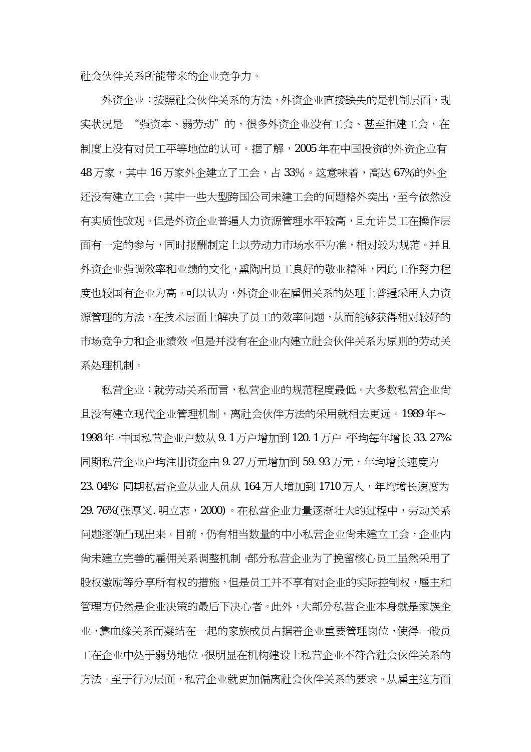社会伙伴关系所能带来的企业竞争力。

外资企业：按照社会伙伴关系的方法，外资企业直接缺失的是机制层面，现实状况是 "强资本、弱劳动" 的，很多外资企业没有工会、甚至拒建工会，在制度上没有对员工平等地位的认可。据了解，2005 年在中国投资的外资企业有 48 万家，其中 16 万家外企建立了工会，占 33%。这意味着，高达 67%的外企还没有建立工会，其中一些大型跨国公司未建工会的问题格外突出，至今依然没有实质性改观。但是外资企业普遍人力资源管理水平较高，且允许员工在操作层面有一定的参与，同时报酬制定上以劳动力市场水平为准，相对较为规范。并且外资企业强调效率和业绩的文化，熏陶出员工良好的敬业精神，因此工作努力程度也较国有企业为高。可以认为，外资企业在雇佣关系的处理上普遍采用人力资源管理的方法，在技术层面上解决了员工的效率问题，从而能够获得相对较好的市场竞争力和企业绩效。但是并没有在企业内建立社会伙伴关系为原则的劳动关系处理机制。

私营企业：就劳动关系而言，私营企业的规范程度最低。大多数私营企业尚且没有建立现代企业管理机制，离社会伙伴方法的采用就相去更远。1989 年～1998 年，中国私营企业户数从 9.1 万户增加到 120.1 万户，平均每年增长 33.27%; 同期私营企业户均注册资金由 9.27 万元增加到 59.93 万元，年均增长速度为 23.04%; 同期私营企业从业人员从 164 万人增加到 1710 万人，年均增长速度为 29.76%(张厚义.明立志，2000)。在私营企业力量逐渐壮大的过程中，劳动关系问题逐渐凸现出来。目前，仍有相当数量的中小私营企业尚未建立工会，企业内尚未建立完善的雇佣关系调整机制。部分私营企业为了挽留核心员工虽然采用了股权激励等分享所有权的措施，但是员工并不享有对企业的实际控制权，雇主和管理方仍然是企业决策的最后下决心者。此外，大部分私营企业本身就是家族企业，靠血缘关系而凝结在一起的家族成员占据着企业重要管理岗位，使得一般员工在企业中处于弱势地位。很明显在机构建设上私营企业不符合社会伙伴关系的方法。至于行为层面，私营企业就更加偏离社会伙伴关系的要求。从雇主这方面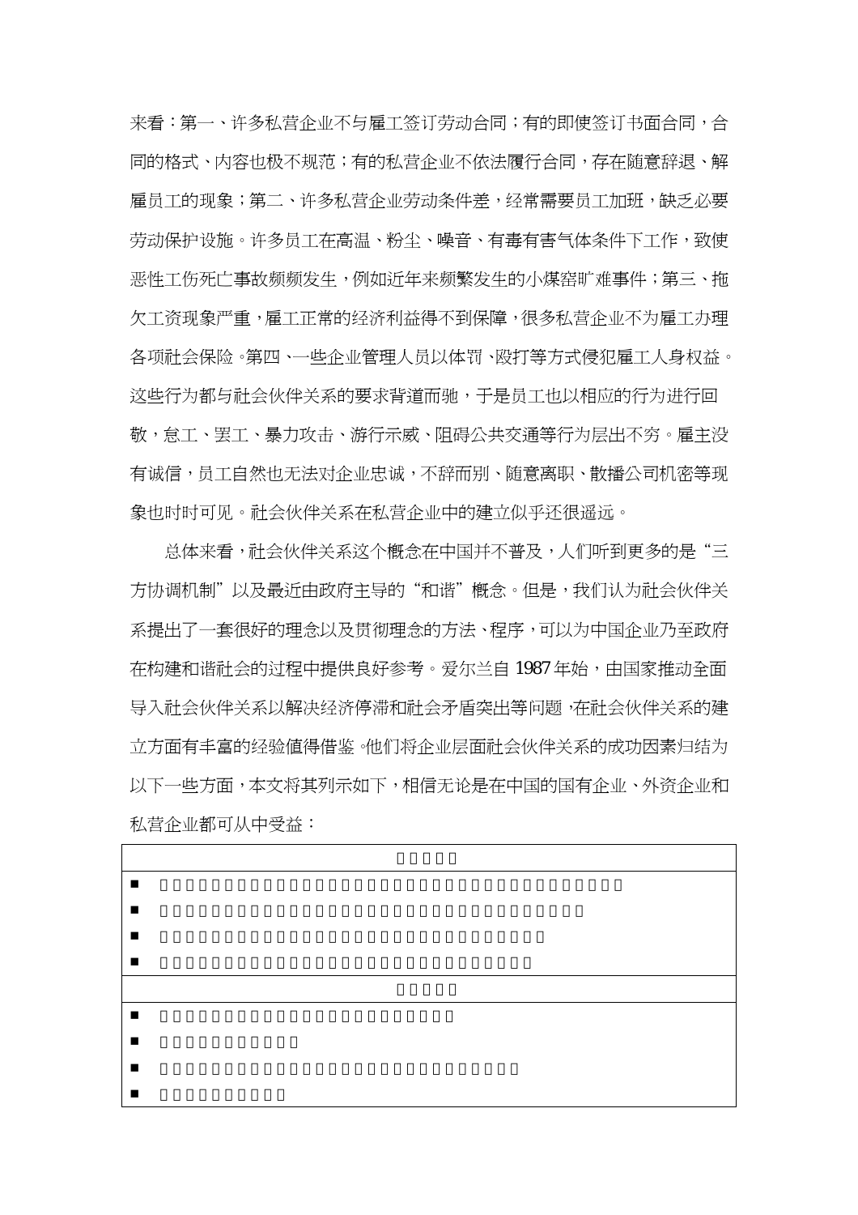来看：第一、许多私营企业不与雇工签订劳动合同；有的即使签订书面合同，合同的格式、内容也极不规范；有的私营企业不依法履行合同，存在随意辞退、解雇员工的现象；第二、许多私营企业劳动条件差，经常需要员工加班，缺乏必要劳动保护设施。许多员工在高温、粉尘、噪音、有毒有害气体条件下工作，致使恶性工伤死亡事故频频发生，例如近年来频繁发生的小煤窑旷难事件；第三、拖欠工资现象严重，雇工正常的经济利益得不到保障，很多私营企业不为雇工办理各项社会保险。第四、一些企业管理人员以体罚、殴打等方式侵犯雇工人身权益。这些行为都与社会伙伴关系的要求背道而驰，于是员工也以相应的行为进行回敬，怠工、罢工、暴力攻击、游行示威、阻碍公共交通等行为层出不穷。雇主没有诚信，员工自然也无法对企业忠诚，不辞而别、随意离职、散播公司机密等现象也时时可见。社会伙伴关系在私营企业中的建立似乎还很遥远。

总体来看，社会伙伴关系这个概念在中国并不普及，人们听到更多的是“三方协调机制”以及最近由政府主导的“和谐”概念。但是，我们认为社会伙伴关系提出了一套很好的理念以及贯彻理念的方法、程序，可以为中国企业乃至政府在构建和谐社会的过程中提供良好参考。爱尔兰自 1987 年始，由国家推动全面导入社会伙伴关系以解决经济停滞和社会矛盾突出等问题，在社会伙伴关系的建立方面有丰富的经验值得借鉴。他们将企业层面社会伙伴关系的成功因素归结为以下一些方面，本文将其列示如下，相信无论是在中国的国有企业、外资企业和私营企业都可从中受益：

| |
|---|
| ■ |
| ■ |
| ■ |
| ■ |
| |
| ■ |
| ■ |
| ■ |
| ■ |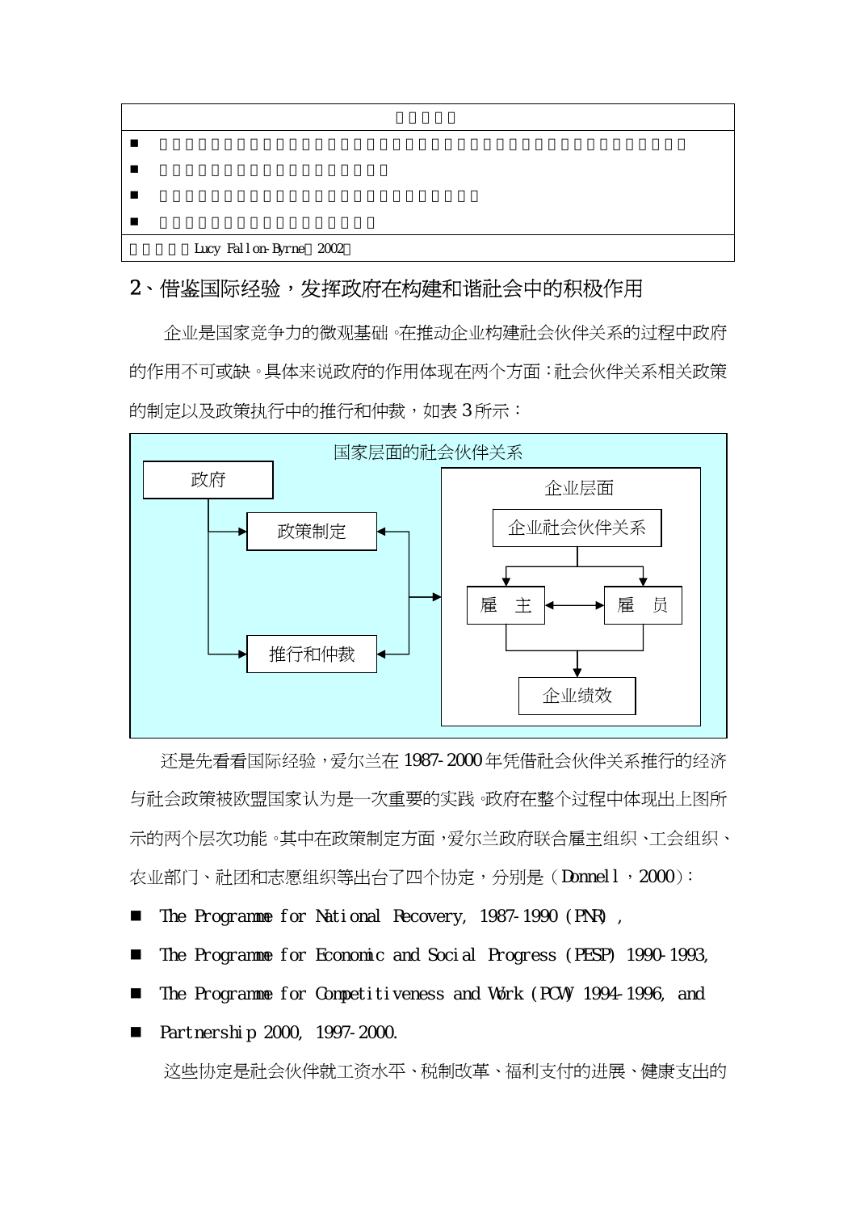| |
|---|
| ■ |
| ■ |
| ■ |
| ■ |
| Lucy Fallon-Byrne 2002 |

## 2、借鉴国际经验，发挥政府在构建和谐社会中的积极作用

企业是国家竞争力的微观基础。在推动企业构建社会伙伴关系的过程中政府的作用不可或缺。具体来说政府的作用体现在两个方面：社会伙伴关系相关政策的制定以及政策执行中的推行和仲裁，如表 3 所示：

国家层面的社会伙伴关系

政府

政策制定

推行和仲裁

企业层面

企业社会伙伴关系

雇 主

雇 员

企业绩效

还是先看看国际经验，爱尔兰在 1987-2000 年凭借社会伙伴关系推行的经济与社会政策被欧盟国家认为是一次重要的实践。政府在整个过程中体现出上图所示的两个层次功能。其中在政策制定方面，爱尔兰政府联合雇主组织、工会组织、农业部门、社团和志愿组织等出台了四个协定，分别是（Donnell，2000）：

- The Programme for National Recovery, 1987-1990 (PNR),
- The Programme for Economic and Social Progress (PESP) 1990-1993,
- The Programme for Competitiveness and Work (PCW) 1994-1996, and
- Partnership 2000, 1997-2000.

这些协定是社会伙伴就工资水平、税制改革、福利支付的进展、健康支出的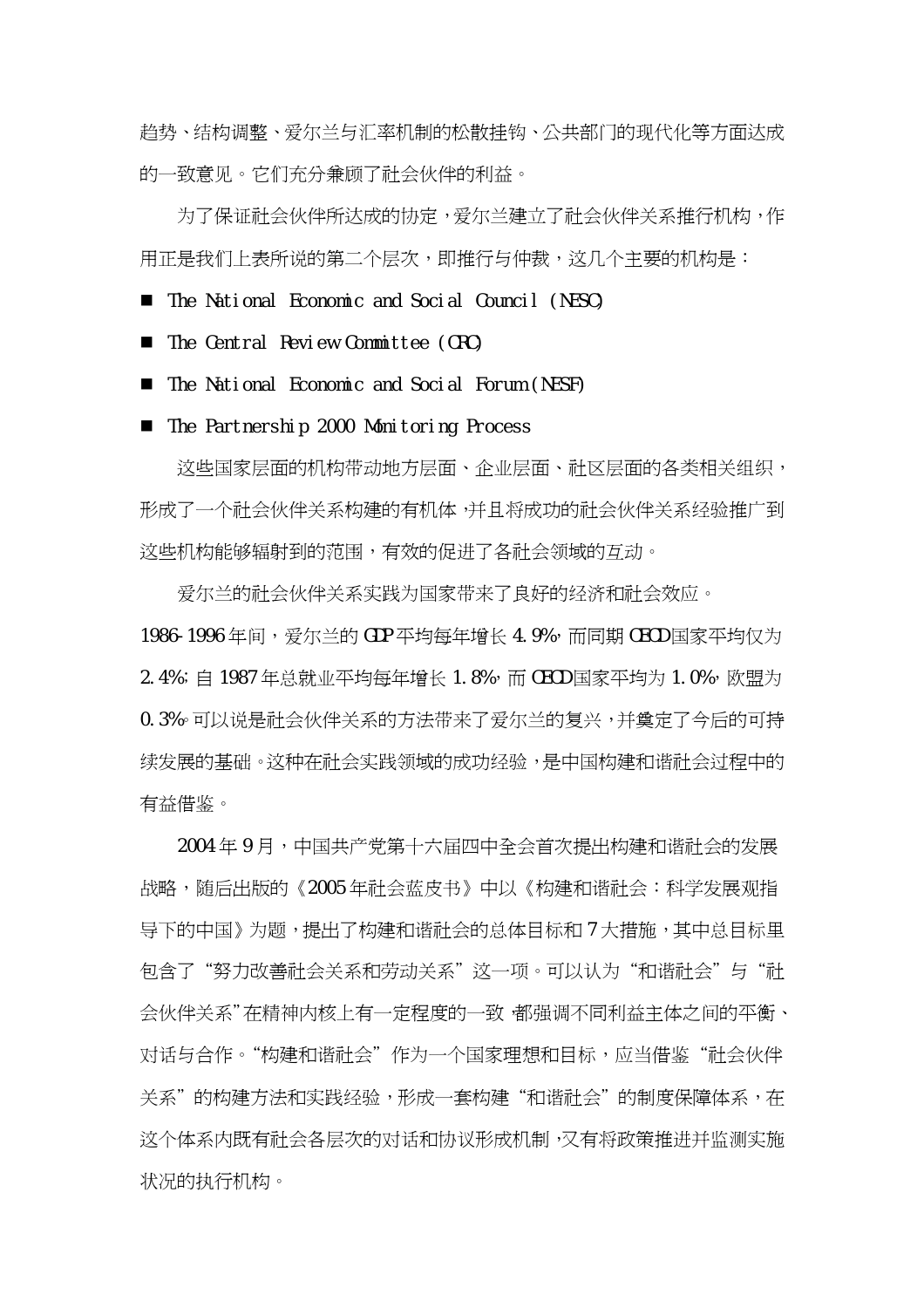趋势、结构调整、爱尔兰与汇率机制的松散挂钩、公共部门的现代化等方面达成的一致意见。它们充分兼顾了社会伙伴的利益。

为了保证社会伙伴所达成的协定，爱尔兰建立了社会伙伴关系推行机构，作用正是我们上表所说的第二个层次，即推行与仲裁，这几个主要的机构是：

- The National Economic and Social Council (NESC)
- The Central Review Committee (CRC)
- The National Economic and Social Forum (NESF)
- The Partnership 2000 Monitoring Process

这些国家层面的机构带动地方层面、企业层面、社区层面的各类相关组织，形成了一个社会伙伴关系构建的有机体，并且将成功的社会伙伴关系经验推广到这些机构能够辐射到的范围，有效的促进了各社会领域的互动。

爱尔兰的社会伙伴关系实践为国家带来了良好的经济和社会效应。1986-1996 年间，爱尔兰的 GDP 平均每年增长 4.9%，而同期 OECD 国家平均仅为 2.4%；自 1987 年总就业平均每年增长 1.8%，而 OECD 国家平均为 1.0%，欧盟为 0.3%。可以说是社会伙伴关系的方法带来了爱尔兰的复兴，并奠定了今后的可持续发展的基础。这种在社会实践领域的成功经验，是中国构建和谐社会过程中的有益借鉴。

2004 年 9 月，中国共产党第十六届四中全会首次提出构建和谐社会的发展战略，随后出版的《2005 年社会蓝皮书》中以《构建和谐社会：科学发展观指导下的中国》为题，提出了构建和谐社会的总体目标和 7 大措施，其中总目标里包含了“努力改善社会关系和劳动关系”这一项。可以认为“和谐社会”与“社会伙伴关系”在精神内核上有一定程度的一致，都强调不同利益主体之间的平衡、对话与合作。“构建和谐社会”作为一个国家理想和目标，应当借鉴“社会伙伴关系”的构建方法和实践经验，形成一套构建“和谐社会”的制度保障体系，在这个体系内既有社会各层次的对话和协议形成机制，又有将政策推进并监测实施状况的执行机构。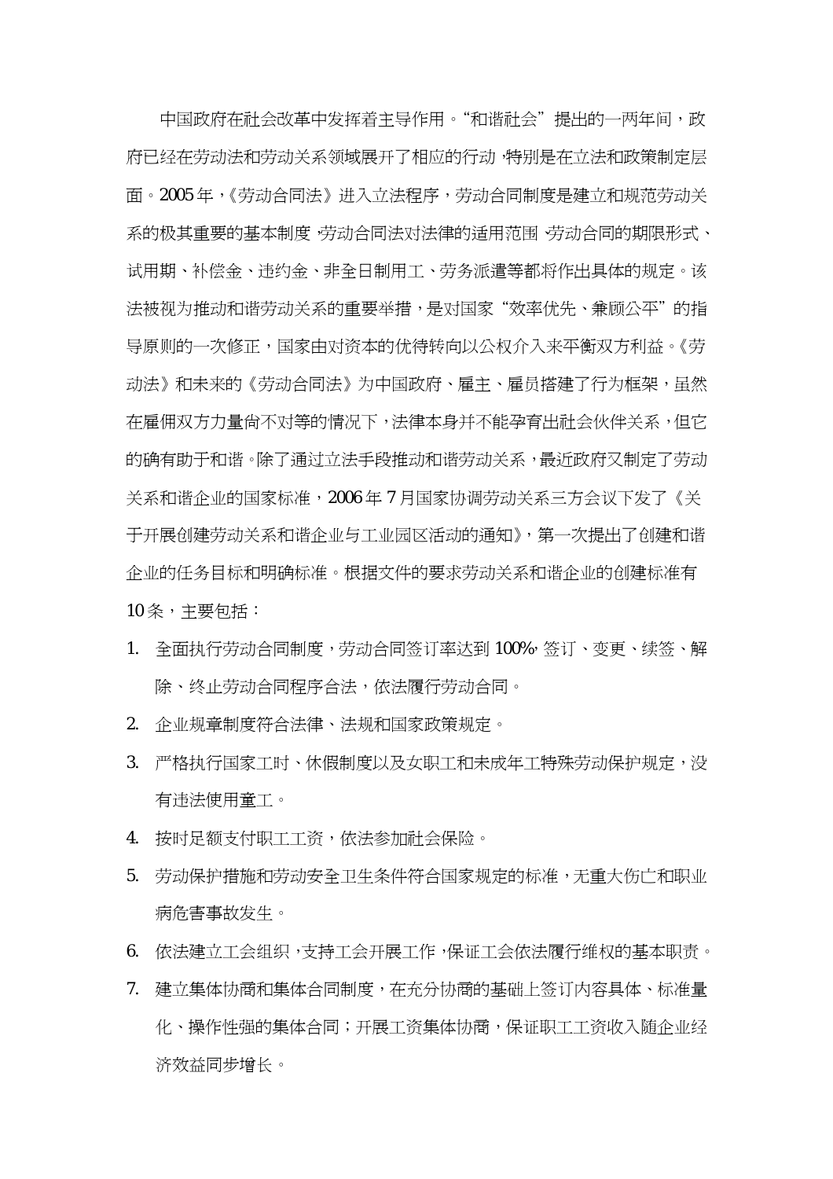中国政府在社会改革中发挥着主导作用。“和谐社会”提出的一两年间，政府已经在劳动法和劳动关系领域展开了相应的行动，特别是在立法和政策制定层面。2005年，《劳动合同法》进入立法程序，劳动合同制度是建立和规范劳动关系的极其重要的基本制度，劳动合同法对法律的适用范围、劳动合同的期限形式、试用期、补偿金、违约金、非全日制用工、劳务派遣等都将作出具体的规定。该法被视为推动和谐劳动关系的重要举措，是对国家“效率优先、兼顾公平”的指导原则的一次修正，国家由对资本的优待转向以公权介入来平衡双方利益。《劳动法》和未来的《劳动合同法》为中国政府、雇主、雇员搭建了行为框架，虽然在雇佣双方力量尚不对等的情况下，法律本身并不能孕育出社会伙伴关系，但它的确有助于和谐。除了通过立法手段推动和谐劳动关系，最近政府又制定了劳动关系和谐企业的国家标准，2006年7月国家协调劳动关系三方会议下发了《关于开展创建劳动关系和谐企业与工业园区活动的通知》，第一次提出了创建和谐企业的任务目标和明确标准。根据文件的要求劳动关系和谐企业的创建标准有10条，主要包括：

1. 全面执行劳动合同制度，劳动合同签订率达到100%，签订、变更、续签、解除、终止劳动合同程序合法，依法履行劳动合同。
2. 企业规章制度符合法律、法规和国家政策规定。
3. 严格执行国家工时、休假制度以及女职工和未成年工特殊劳动保护规定，没有违法使用童工。
4. 按时足额支付职工工资，依法参加社会保险。
5. 劳动保护措施和劳动安全卫生条件符合国家规定的标准，无重大伤亡和职业病危害事故发生。
6. 依法建立工会组织，支持工会开展工作，保证工会依法履行维权的基本职责。
7. 建立集体协商和集体合同制度，在充分协商的基础上签订内容具体、标准量化、操作性强的集体合同；开展工资集体协商，保证职工工资收入随企业经济效益同步增长。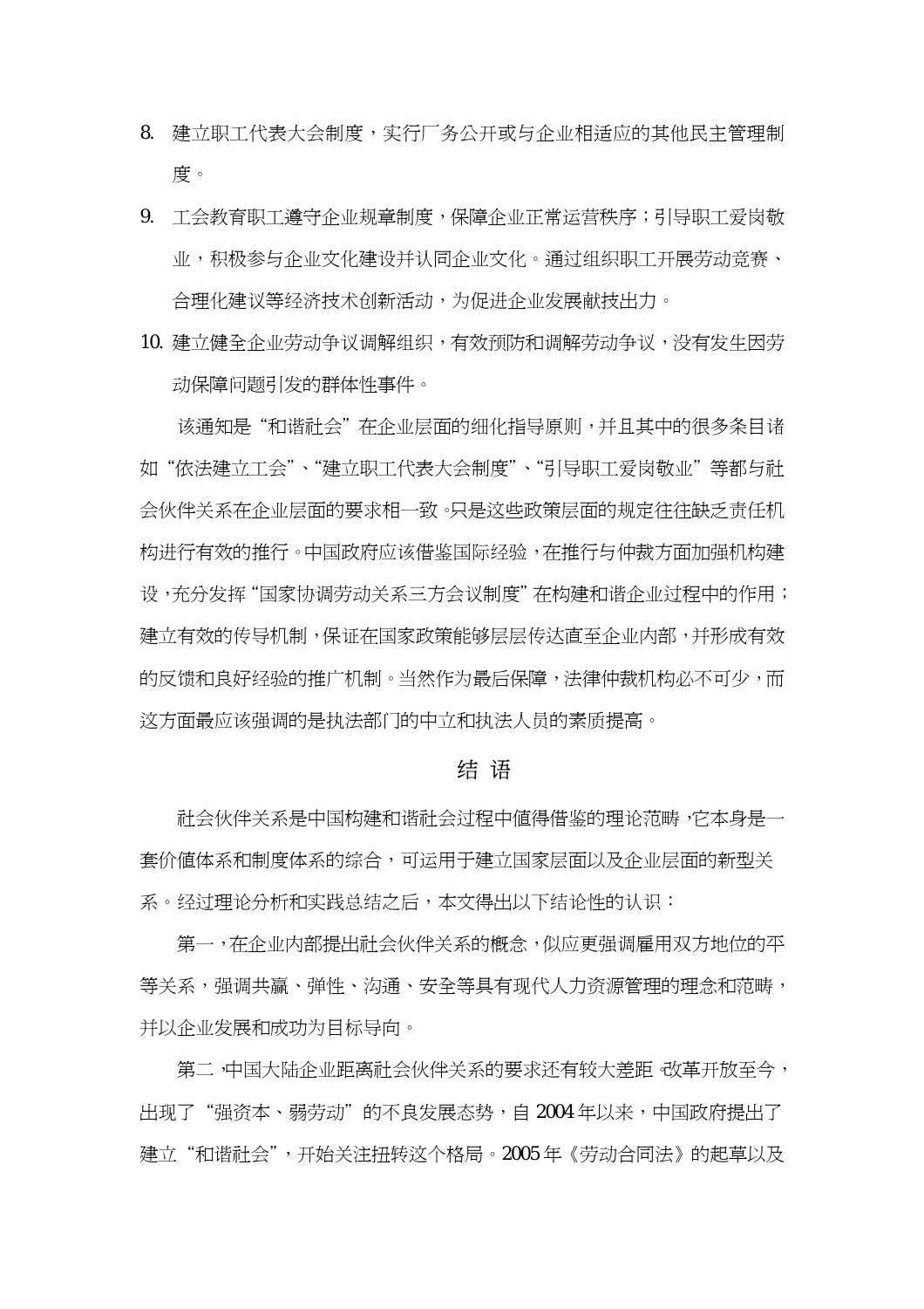8. 建立职工代表大会制度，实行厂务公开或与企业相适应的其他民主管理制度。
9. 工会教育职工遵守企业规章制度，保障企业正常运营秩序；引导职工爱岗敬业，积极参与企业文化建设并认同企业文化。通过组织职工开展劳动竞赛、合理化建议等经济技术创新活动，为促进企业发展献技出力。
10. 建立健全企业劳动争议调解组织，有效预防和调解劳动争议，没有发生因劳动保障问题引发的群体性事件。

该通知是"和谐社会"在企业层面的细化指导原则，并且其中的很多条目诸如"依法建立工会"、"建立职工代表大会制度"、"引导职工爱岗敬业"等都与社会伙伴关系在企业层面的要求相一致。只是这些政策层面的规定往往缺乏责任机构进行有效的推行。中国政府应该借鉴国际经验，在推行与仲裁方面加强机构建设，充分发挥"国家协调劳动关系三方会议制度"在构建和谐企业过程中的作用；建立有效的传导机制，保证在国家政策能够层层传达直至企业内部，并形成有效的反馈和良好经验的推广机制。当然作为最后保障，法律仲裁机构必不可少，而这方面最应该强调的是执法部门的中立和执法人员的素质提高。

## 结 语

社会伙伴关系是中国构建和谐社会过程中值得借鉴的理论范畴，它本身是一套价值体系和制度体系的综合，可运用于建立国家层面以及企业层面的新型关系。经过理论分析和实践总结之后，本文得出以下结论性的认识：

第一，在企业内部提出社会伙伴关系的概念，似应更强调雇用双方地位的平等关系，强调共赢、弹性、沟通、安全等具有现代人力资源管理的理念和范畴，并以企业发展和成功为目标导向。

第二，中国大陆企业距离社会伙伴关系的要求还有较大差距。改革开放至今，出现了"强资本、弱劳动"的不良发展态势，自 2004 年以来，中国政府提出了建立"和谐社会"，开始关注扭转这个格局。2005 年《劳动合同法》的起草以及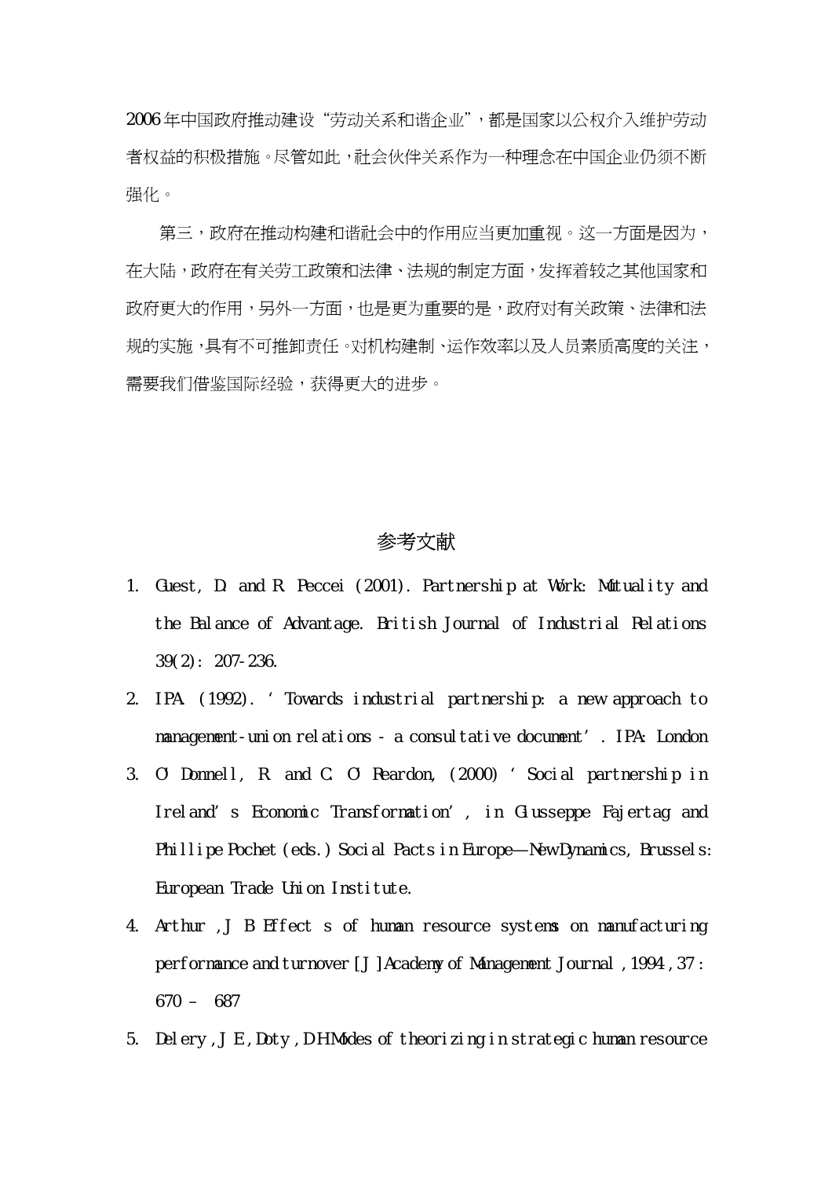2006 年中国政府推动建设"劳动关系和谐企业"，都是国家以公权介入维护劳动者权益的积极措施。尽管如此，社会伙伴关系作为一种理念在中国企业仍须不断强化。

第三，政府在推动构建和谐社会中的作用应当更加重视。这一方面是因为，在大陆，政府在有关劳工政策和法律、法规的制定方面，发挥着较之其他国家和政府更大的作用，另外一方面，也是更为重要的是，政府对有关政策、法律和法规的实施，具有不可推卸责任。对机构建制、运作效率以及人员素质高度的关注，需要我们借鉴国际经验，获得更大的进步。

## 参考文献

1. Guest, D. and R. Peccei (2001). Partnership at Work: Mutuality and the Balance of Advantage. British Journal of Industrial Relations 39(2): 207-236.
2. IPA. (1992). 'Towards industrial partnership: a new approach to management-union relations - a consultative document'. IPA: London
3. O'Donnell, R. and C. O'Reardon, (2000) 'Social partnership in Ireland's Economic Transformation', in Giusseppe Fajertag and Phillipe Pochet (eds.) Social Pacts in Europe—New Dynamics, Brussels: European Trade Union Institute.
4. Arthur , J B. Effect s of human resource systems on manufacturing performance and turnover [J] Academy of Management Journal , 1994 , 37 : 670 – 687
5. Delery , J E , Doty , D H. Modes of theorizing in strategic human resource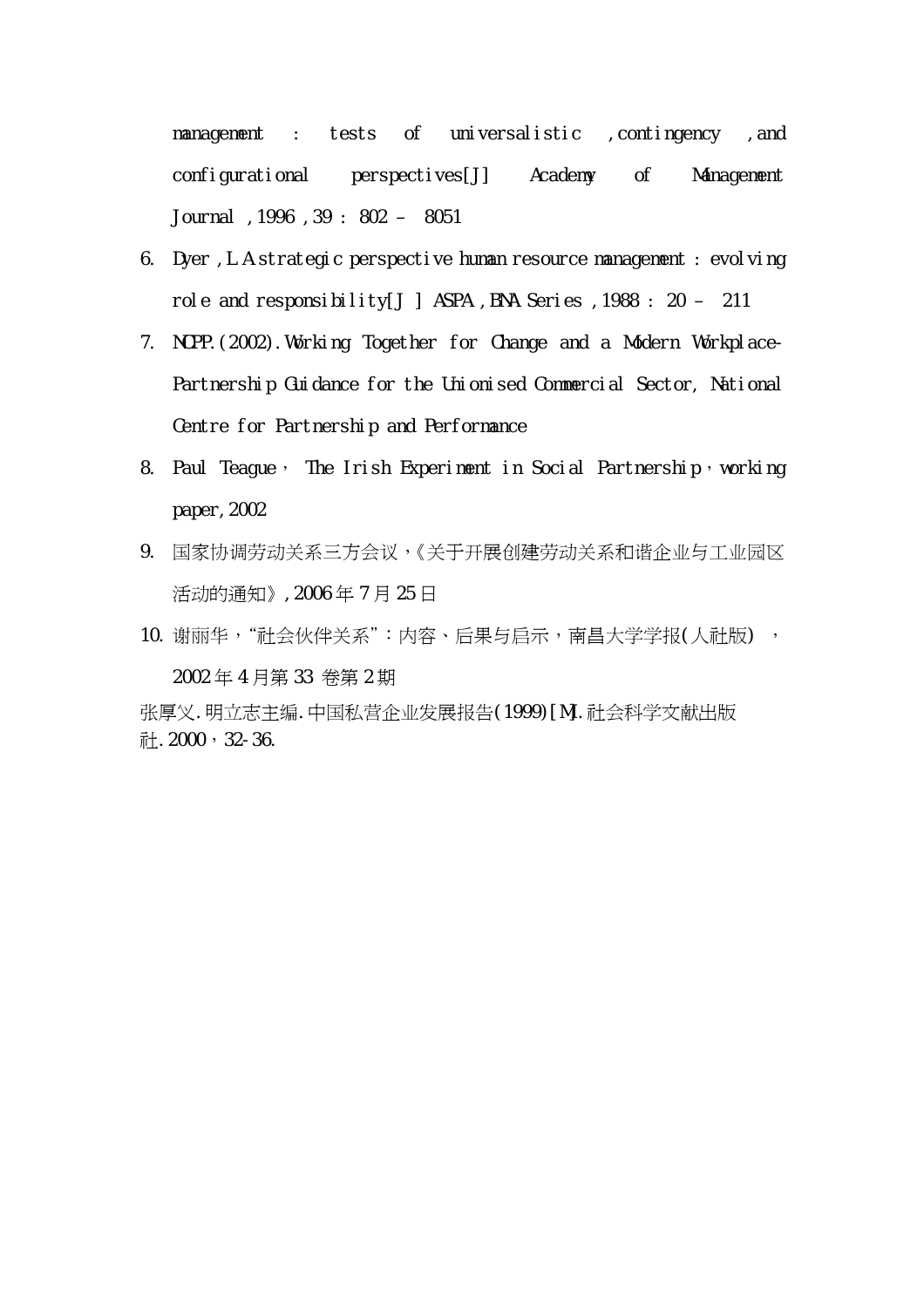management : tests of universalistic , contingency , and configurational perspectives[J] Academy of Management Journal , 1996 , 39 : 802 – 8051

6. Dyer , L A strategic perspective human resource management : evolving role and responsibility[J ] ASPA , BNA Series , 1988 : 20 – 211
7. NCPP. (2002). Working Together for Change and a Modern Workplace-Partnership Guidance for the Unionised Commercial Sector, National Centre for Partnership and Performance
8. Paul Teague， The Irish Experiment in Social Partnership，working paper, 2002
9. 国家协调劳动关系三方会议，《关于开展创建劳动关系和谐企业与工业园区活动的通知》, 2006 年 7 月 25 日
10. 谢丽华，"社会伙伴关系"：内容、后果与启示，南昌大学学报(人社版) ，2002 年 4 月第 33 卷第 2 期

张厚义. 明立志主编. 中国私营企业发展报告(1999) [M]. 社会科学文献出版社. 2000，32-36.